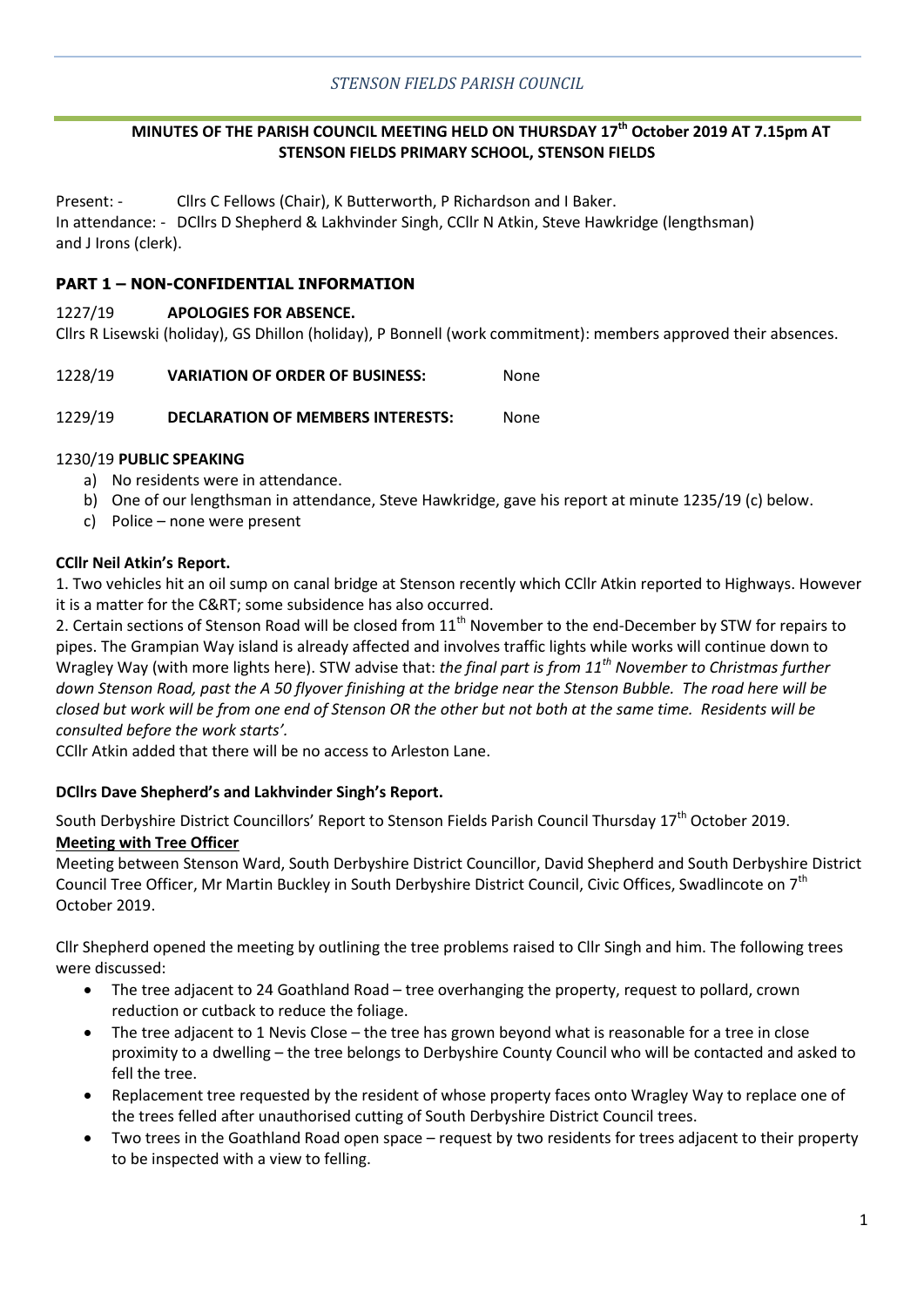*STENSON FIELDS PARISH COUNCIL*

## MINUTES OF THE PARISH COUNCIL MEETING HELD ON THURSDAY 17th October 2019 AT 7.15pm AT STENSON FIELDS PRIMARY SCHOOL, STENSON FIELDS

Present: - Cllrs C Fellows (Chair), K Butterworth, P Richardson and I Baker.
In attendance: - DCllrs D Shepherd & Lakhvinder Singh, CCllr N Atkin, Steve Hawkridge (lengthsman) and J Irons (clerk).

## PART 1 – NON-CONFIDENTIAL INFORMATION

1227/19 **APOLOGIES FOR ABSENCE.**

Cllrs R Lisewski (holiday), GS Dhillon (holiday), P Bonnell (work commitment): members approved their absences.

1228/19 **VARIATION OF ORDER OF BUSINESS:** None

1229/19 **DECLARATION OF MEMBERS INTERESTS:** None

1230/19 **PUBLIC SPEAKING**

a) No residents were in attendance.
b) One of our lengthsman in attendance, Steve Hawkridge, gave his report at minute 1235/19 (c) below.
c) Police – none were present

**CCllr Neil Atkin's Report.**

1. Two vehicles hit an oil sump on canal bridge at Stenson recently which CCllr Atkin reported to Highways. However it is a matter for the C&RT; some subsidence has also occurred.

2. Certain sections of Stenson Road will be closed from 11th November to the end-December by STW for repairs to pipes. The Grampian Way island is already affected and involves traffic lights while works will continue down to Wragley Way (with more lights here). STW advise that: *the final part is from 11th November to Christmas further down Stenson Road, past the A 50 flyover finishing at the bridge near the Stenson Bubble. The road here will be closed but work will be from one end of Stenson OR the other but not both at the same time. Residents will be consulted before the work starts'*.

CCllr Atkin added that there will be no access to Arleston Lane.

**DCllrs Dave Shepherd's and Lakhvinder Singh's Report.**

South Derbyshire District Councillors' Report to Stenson Fields Parish Council Thursday 17th October 2019.

**Meeting with Tree Officer**

Meeting between Stenson Ward, South Derbyshire District Councillor, David Shepherd and South Derbyshire District Council Tree Officer, Mr Martin Buckley in South Derbyshire District Council, Civic Offices, Swadlincote on 7th October 2019.

Cllr Shepherd opened the meeting by outlining the tree problems raised to Cllr Singh and him. The following trees were discussed:

- The tree adjacent to 24 Goathland Road – tree overhanging the property, request to pollard, crown reduction or cutback to reduce the foliage.
- The tree adjacent to 1 Nevis Close – the tree has grown beyond what is reasonable for a tree in close proximity to a dwelling – the tree belongs to Derbyshire County Council who will be contacted and asked to fell the tree.
- Replacement tree requested by the resident of whose property faces onto Wragley Way to replace one of the trees felled after unauthorised cutting of South Derbyshire District Council trees.
- Two trees in the Goathland Road open space – request by two residents for trees adjacent to their property to be inspected with a view to felling.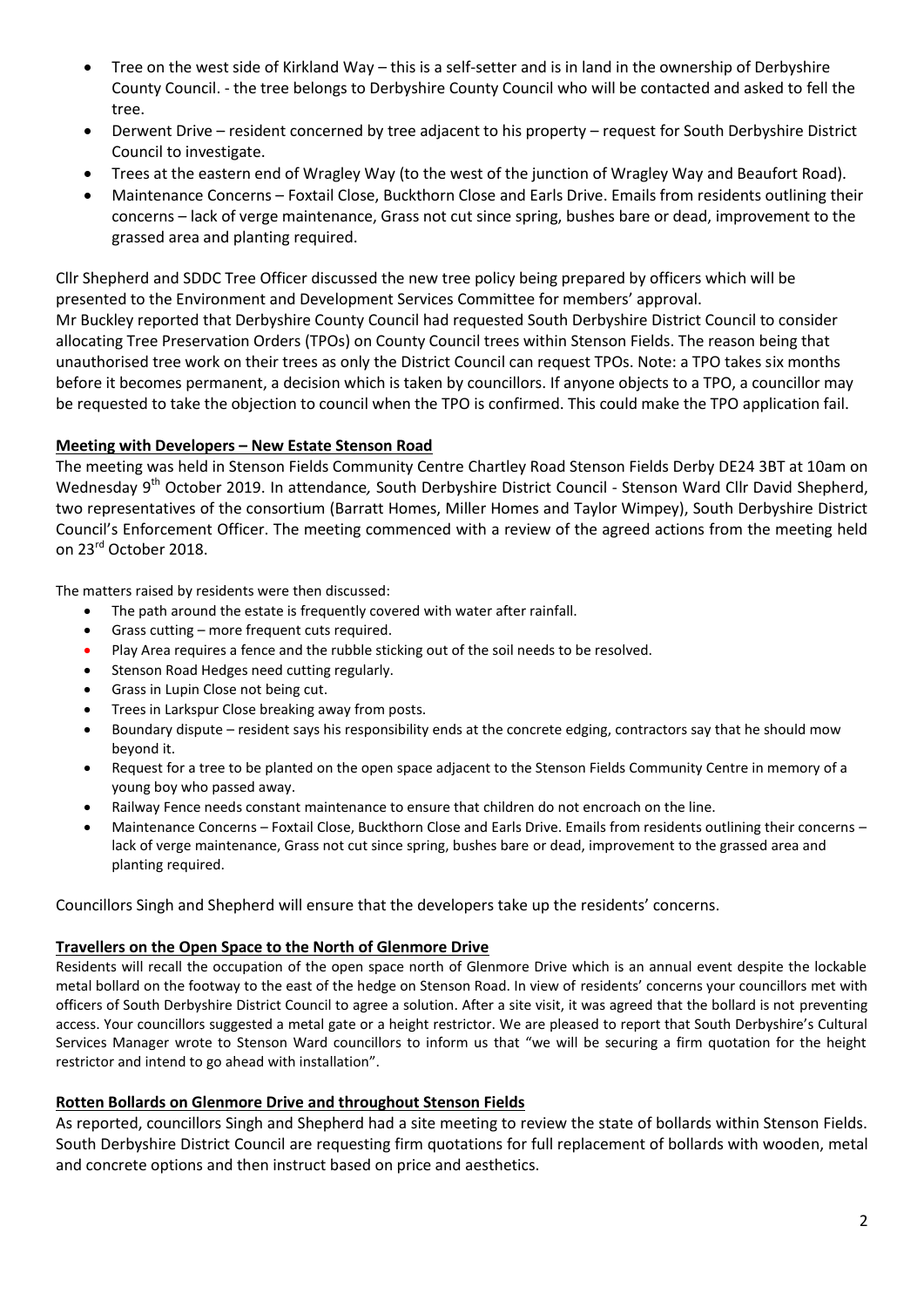- Tree on the west side of Kirkland Way – this is a self-setter and is in land in the ownership of Derbyshire County Council. - the tree belongs to Derbyshire County Council who will be contacted and asked to fell the tree.
- Derwent Drive – resident concerned by tree adjacent to his property – request for South Derbyshire District Council to investigate.
- Trees at the eastern end of Wragley Way (to the west of the junction of Wragley Way and Beaufort Road).
- Maintenance Concerns – Foxtail Close, Buckthorn Close and Earls Drive. Emails from residents outlining their concerns – lack of verge maintenance, Grass not cut since spring, bushes bare or dead, improvement to the grassed area and planting required.

Cllr Shepherd and SDDC Tree Officer discussed the new tree policy being prepared by officers which will be presented to the Environment and Development Services Committee for members' approval.
Mr Buckley reported that Derbyshire County Council had requested South Derbyshire District Council to consider allocating Tree Preservation Orders (TPOs) on County Council trees within Stenson Fields. The reason being that unauthorised tree work on their trees as only the District Council can request TPOs. Note: a TPO takes six months before it becomes permanent, a decision which is taken by councillors. If anyone objects to a TPO, a councillor may be requested to take the objection to council when the TPO is confirmed. This could make the TPO application fail.

**Meeting with Developers – New Estate Stenson Road**

The meeting was held in Stenson Fields Community Centre Chartley Road Stenson Fields Derby DE24 3BT at 10am on Wednesday 9th October 2019. In attendance*,* South Derbyshire District Council - Stenson Ward Cllr David Shepherd, two representatives of the consortium (Barratt Homes, Miller Homes and Taylor Wimpey), South Derbyshire District Council's Enforcement Officer. The meeting commenced with a review of the agreed actions from the meeting held on 23rd October 2018.

The matters raised by residents were then discussed:

- The path around the estate is frequently covered with water after rainfall.
- Grass cutting – more frequent cuts required.
- Play Area requires a fence and the rubble sticking out of the soil needs to be resolved.
- Stenson Road Hedges need cutting regularly.
- Grass in Lupin Close not being cut.
- Trees in Larkspur Close breaking away from posts.
- Boundary dispute – resident says his responsibility ends at the concrete edging, contractors say that he should mow beyond it.
- Request for a tree to be planted on the open space adjacent to the Stenson Fields Community Centre in memory of a young boy who passed away.
- Railway Fence needs constant maintenance to ensure that children do not encroach on the line.
- Maintenance Concerns – Foxtail Close, Buckthorn Close and Earls Drive. Emails from residents outlining their concerns – lack of verge maintenance, Grass not cut since spring, bushes bare or dead, improvement to the grassed area and planting required.

Councillors Singh and Shepherd will ensure that the developers take up the residents' concerns.

**Travellers on the Open Space to the North of Glenmore Drive**

Residents will recall the occupation of the open space north of Glenmore Drive which is an annual event despite the lockable metal bollard on the footway to the east of the hedge on Stenson Road. In view of residents' concerns your councillors met with officers of South Derbyshire District Council to agree a solution. After a site visit, it was agreed that the bollard is not preventing access. Your councillors suggested a metal gate or a height restrictor. We are pleased to report that South Derbyshire's Cultural Services Manager wrote to Stenson Ward councillors to inform us that "we will be securing a firm quotation for the height restrictor and intend to go ahead with installation".

**Rotten Bollards on Glenmore Drive and throughout Stenson Fields**

As reported, councillors Singh and Shepherd had a site meeting to review the state of bollards within Stenson Fields. South Derbyshire District Council are requesting firm quotations for full replacement of bollards with wooden, metal and concrete options and then instruct based on price and aesthetics.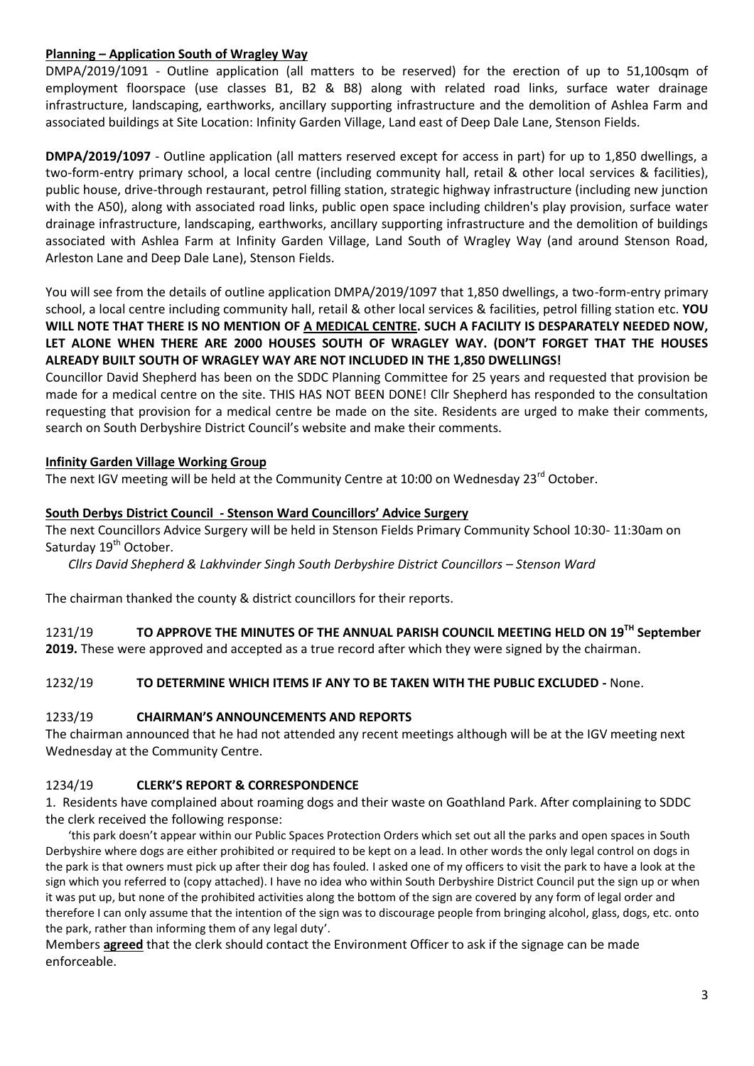**Planning – Application South of Wragley Way**

DMPA/2019/1091 - Outline application (all matters to be reserved) for the erection of up to 51,100sqm of employment floorspace (use classes B1, B2 & B8) along with related road links, surface water drainage infrastructure, landscaping, earthworks, ancillary supporting infrastructure and the demolition of Ashlea Farm and associated buildings at Site Location: Infinity Garden Village, Land east of Deep Dale Lane, Stenson Fields.

**DMPA/2019/1097** - Outline application (all matters reserved except for access in part) for up to 1,850 dwellings, a two-form-entry primary school, a local centre (including community hall, retail & other local services & facilities), public house, drive-through restaurant, petrol filling station, strategic highway infrastructure (including new junction with the A50), along with associated road links, public open space including children's play provision, surface water drainage infrastructure, landscaping, earthworks, ancillary supporting infrastructure and the demolition of buildings associated with Ashlea Farm at Infinity Garden Village, Land South of Wragley Way (and around Stenson Road, Arleston Lane and Deep Dale Lane), Stenson Fields.

You will see from the details of outline application DMPA/2019/1097 that 1,850 dwellings, a two-form-entry primary school, a local centre including community hall, retail & other local services & facilities, petrol filling station etc. **YOU WILL NOTE THAT THERE IS NO MENTION OF A MEDICAL CENTRE. SUCH A FACILITY IS DESPARATELY NEEDED NOW, LET ALONE WHEN THERE ARE 2000 HOUSES SOUTH OF WRAGLEY WAY. (DON'T FORGET THAT THE HOUSES ALREADY BUILT SOUTH OF WRAGLEY WAY ARE NOT INCLUDED IN THE 1,850 DWELLINGS!**

Councillor David Shepherd has been on the SDDC Planning Committee for 25 years and requested that provision be made for a medical centre on the site. THIS HAS NOT BEEN DONE! Cllr Shepherd has responded to the consultation requesting that provision for a medical centre be made on the site. Residents are urged to make their comments, search on South Derbyshire District Council's website and make their comments.

**Infinity Garden Village Working Group**

The next IGV meeting will be held at the Community Centre at 10:00 on Wednesday 23rd October.

**South Derbys District Council - Stenson Ward Councillors' Advice Surgery**

The next Councillors Advice Surgery will be held in Stenson Fields Primary Community School 10:30- 11:30am on Saturday 19th October.

*Cllrs David Shepherd & Lakhvinder Singh South Derbyshire District Councillors – Stenson Ward*

The chairman thanked the county & district councillors for their reports.

1231/19 **TO APPROVE THE MINUTES OF THE ANNUAL PARISH COUNCIL MEETING HELD ON 19TH September 2019.** These were approved and accepted as a true record after which they were signed by the chairman.

1232/19 **TO DETERMINE WHICH ITEMS IF ANY TO BE TAKEN WITH THE PUBLIC EXCLUDED -** None.

1233/19 **CHAIRMAN'S ANNOUNCEMENTS AND REPORTS**

The chairman announced that he had not attended any recent meetings although will be at the IGV meeting next Wednesday at the Community Centre.

1234/19 **CLERK'S REPORT & CORRESPONDENCE**

1. Residents have complained about roaming dogs and their waste on Goathland Park. After complaining to SDDC the clerk received the following response:

'this park doesn't appear within our Public Spaces Protection Orders which set out all the parks and open spaces in South Derbyshire where dogs are either prohibited or required to be kept on a lead. In other words the only legal control on dogs in the park is that owners must pick up after their dog has fouled. I asked one of my officers to visit the park to have a look at the sign which you referred to (copy attached). I have no idea who within South Derbyshire District Council put the sign up or when it was put up, but none of the prohibited activities along the bottom of the sign are covered by any form of legal order and therefore I can only assume that the intention of the sign was to discourage people from bringing alcohol, glass, dogs, etc. onto the park, rather than informing them of any legal duty'.

Members **agreed** that the clerk should contact the Environment Officer to ask if the signage can be made enforceable.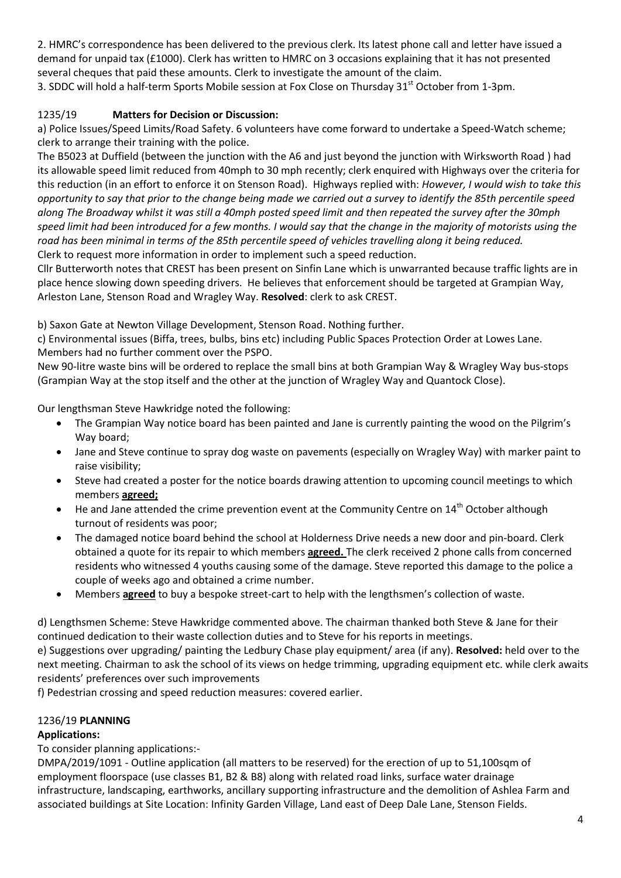2. HMRC's correspondence has been delivered to the previous clerk. Its latest phone call and letter have issued a demand for unpaid tax (£1000). Clerk has written to HMRC on 3 occasions explaining that it has not presented several cheques that paid these amounts. Clerk to investigate the amount of the claim.

3. SDDC will hold a half-term Sports Mobile session at Fox Close on Thursday 31st October from 1-3pm.

## 1235/19 **Matters for Decision or Discussion:**

a) Police Issues/Speed Limits/Road Safety. 6 volunteers have come forward to undertake a Speed-Watch scheme; clerk to arrange their training with the police.

The B5023 at Duffield (between the junction with the A6 and just beyond the junction with Wirksworth Road ) had its allowable speed limit reduced from 40mph to 30 mph recently; clerk enquired with Highways over the criteria for this reduction (in an effort to enforce it on Stenson Road). Highways replied with: *However, I would wish to take this opportunity to say that prior to the change being made we carried out a survey to identify the 85th percentile speed along The Broadway whilst it was still a 40mph posted speed limit and then repeated the survey after the 30mph speed limit had been introduced for a few months. I would say that the change in the majority of motorists using the road has been minimal in terms of the 85th percentile speed of vehicles travelling along it being reduced.*

Clerk to request more information in order to implement such a speed reduction.

Cllr Butterworth notes that CREST has been present on Sinfin Lane which is unwarranted because traffic lights are in place hence slowing down speeding drivers. He believes that enforcement should be targeted at Grampian Way, Arleston Lane, Stenson Road and Wragley Way. **Resolved**: clerk to ask CREST.

b) Saxon Gate at Newton Village Development, Stenson Road. Nothing further.

c) Environmental issues (Biffa, trees, bulbs, bins etc) including Public Spaces Protection Order at Lowes Lane. Members had no further comment over the PSPO.

New 90-litre waste bins will be ordered to replace the small bins at both Grampian Way & Wragley Way bus-stops (Grampian Way at the stop itself and the other at the junction of Wragley Way and Quantock Close).

Our lengthsman Steve Hawkridge noted the following:

- The Grampian Way notice board has been painted and Jane is currently painting the wood on the Pilgrim's Way board;
- Jane and Steve continue to spray dog waste on pavements (especially on Wragley Way) with marker paint to raise visibility;
- Steve had created a poster for the notice boards drawing attention to upcoming council meetings to which members **agreed;**
- He and Jane attended the crime prevention event at the Community Centre on 14th October although turnout of residents was poor;
- The damaged notice board behind the school at Holderness Drive needs a new door and pin-board. Clerk obtained a quote for its repair to which members **agreed.** The clerk received 2 phone calls from concerned residents who witnessed 4 youths causing some of the damage. Steve reported this damage to the police a couple of weeks ago and obtained a crime number.
- Members **agreed** to buy a bespoke street-cart to help with the lengthsmen's collection of waste.

d) Lengthsmen Scheme: Steve Hawkridge commented above. The chairman thanked both Steve & Jane for their continued dedication to their waste collection duties and to Steve for his reports in meetings.

e) Suggestions over upgrading/ painting the Ledbury Chase play equipment/ area (if any). **Resolved:** held over to the next meeting. Chairman to ask the school of its views on hedge trimming, upgrading equipment etc. while clerk awaits residents' preferences over such improvements

f) Pedestrian crossing and speed reduction measures: covered earlier.

## 1236/19 **PLANNING**

**Applications:**

To consider planning applications:-

DMPA/2019/1091 - Outline application (all matters to be reserved) for the erection of up to 51,100sqm of employment floorspace (use classes B1, B2 & B8) along with related road links, surface water drainage infrastructure, landscaping, earthworks, ancillary supporting infrastructure and the demolition of Ashlea Farm and associated buildings at Site Location: Infinity Garden Village, Land east of Deep Dale Lane, Stenson Fields.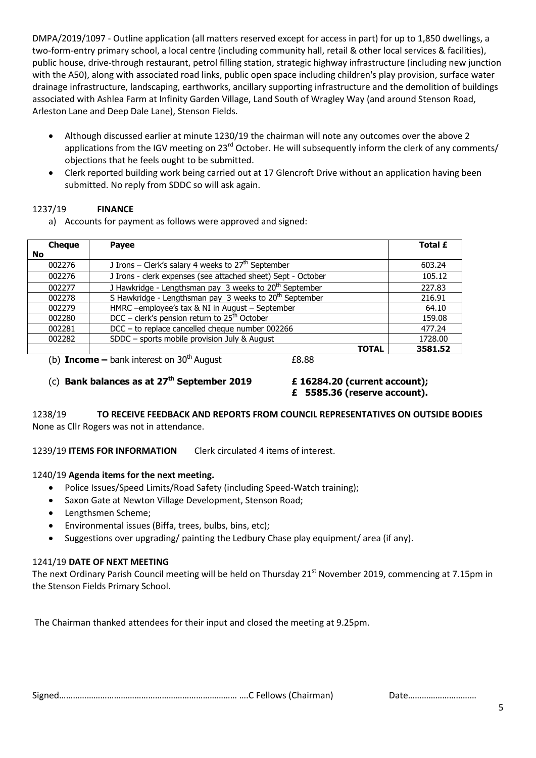DMPA/2019/1097 - Outline application (all matters reserved except for access in part) for up to 1,850 dwellings, a two-form-entry primary school, a local centre (including community hall, retail & other local services & facilities), public house, drive-through restaurant, petrol filling station, strategic highway infrastructure (including new junction with the A50), along with associated road links, public open space including children's play provision, surface water drainage infrastructure, landscaping, earthworks, ancillary supporting infrastructure and the demolition of buildings associated with Ashlea Farm at Infinity Garden Village, Land South of Wragley Way (and around Stenson Road, Arleston Lane and Deep Dale Lane), Stenson Fields.

- Although discussed earlier at minute 1230/19 the chairman will note any outcomes over the above 2 applications from the IGV meeting on 23rd October. He will subsequently inform the clerk of any comments/ objections that he feels ought to be submitted.
- Clerk reported building work being carried out at 17 Glencroft Drive without an application having been submitted. No reply from SDDC so will ask again.

1237/19 **FINANCE**

a) Accounts for payment as follows were approved and signed:

| Cheque No | Payee | Total £ |
|---|---|---|
| 002276 | J Irons – Clerk's salary 4 weeks to 27th September | 603.24 |
| 002276 | J Irons - clerk expenses (see attached sheet) Sept - October | 105.12 |
| 002277 | J Hawkridge - Lengthsman pay 3 weeks to 20th September | 227.83 |
| 002278 | S Hawkridge - Lengthsman pay 3 weeks to 20th September | 216.91 |
| 002279 | HMRC –employee's tax & NI in August – September | 64.10 |
| 002280 | DCC – clerk's pension return to 25th October | 159.08 |
| 002281 | DCC – to replace cancelled cheque number 002266 | 477.24 |
| 002282 | SDDC – sports mobile provision July & August | 1728.00 |
| | **TOTAL** | **3581.52** |

(b) **Income –** bank interest on 30th August £8.88

(c) **Bank balances as at 27th September 2019** **£ 16284.20 (current account);**
**£ 5585.36 (reserve account).**

1238/19 **TO RECEIVE FEEDBACK AND REPORTS FROM COUNCIL REPRESENTATIVES ON OUTSIDE BODIES**
None as Cllr Rogers was not in attendance.

1239/19 **ITEMS FOR INFORMATION** Clerk circulated 4 items of interest.

1240/19 **Agenda items for the next meeting.**

- Police Issues/Speed Limits/Road Safety (including Speed-Watch training);
- Saxon Gate at Newton Village Development, Stenson Road;
- Lengthsmen Scheme;
- Environmental issues (Biffa, trees, bulbs, bins, etc);
- Suggestions over upgrading/ painting the Ledbury Chase play equipment/ area (if any).

1241/19 **DATE OF NEXT MEETING**

The next Ordinary Parish Council meeting will be held on Thursday 21st November 2019, commencing at 7.15pm in the Stenson Fields Primary School.

The Chairman thanked attendees for their input and closed the meeting at 9.25pm.

Signed…………………………………………………………………… ….C Fellows (Chairman) Date…………………………